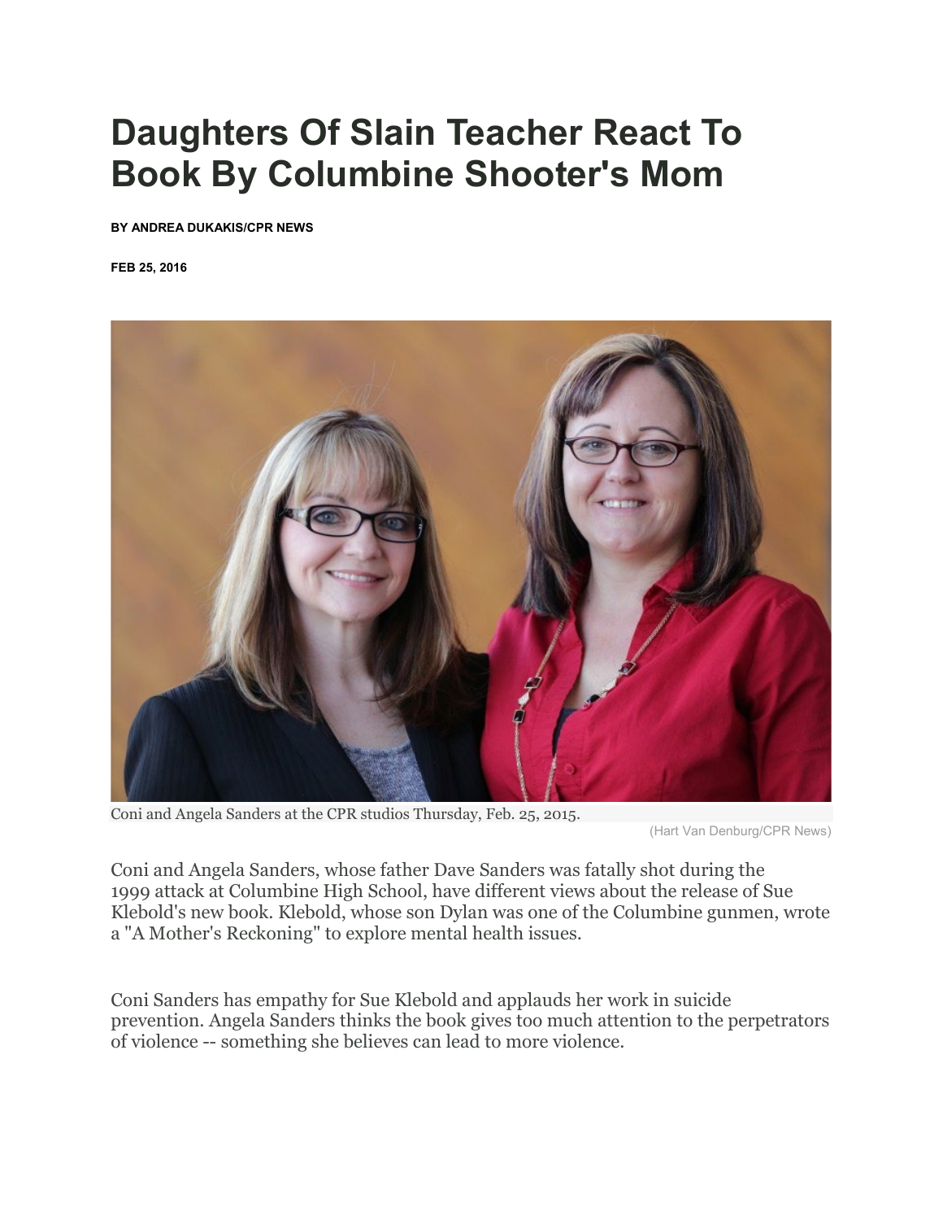# Daughters Of Slain Teacher React To Book By Columbine Shooter's Mom

**BY ANDREA DUKAKIS/CPR NEWS**

**FEB 25, 2016**

Coni and Angela Sanders at the CPR studios Thursday, Feb. 25, 2015.

(Hart Van Denburg/CPR News)

Coni and Angela Sanders, whose father Dave Sanders was fatally shot during the 1999 attack at Columbine High School, have different views about the release of Sue Klebold's new book. Klebold, whose son Dylan was one of the Columbine gunmen, wrote a "A Mother's Reckoning" to explore mental health issues.

Coni Sanders has empathy for Sue Klebold and applauds her work in suicide prevention. Angela Sanders thinks the book gives too much attention to the perpetrators of violence -- something she believes can lead to more violence.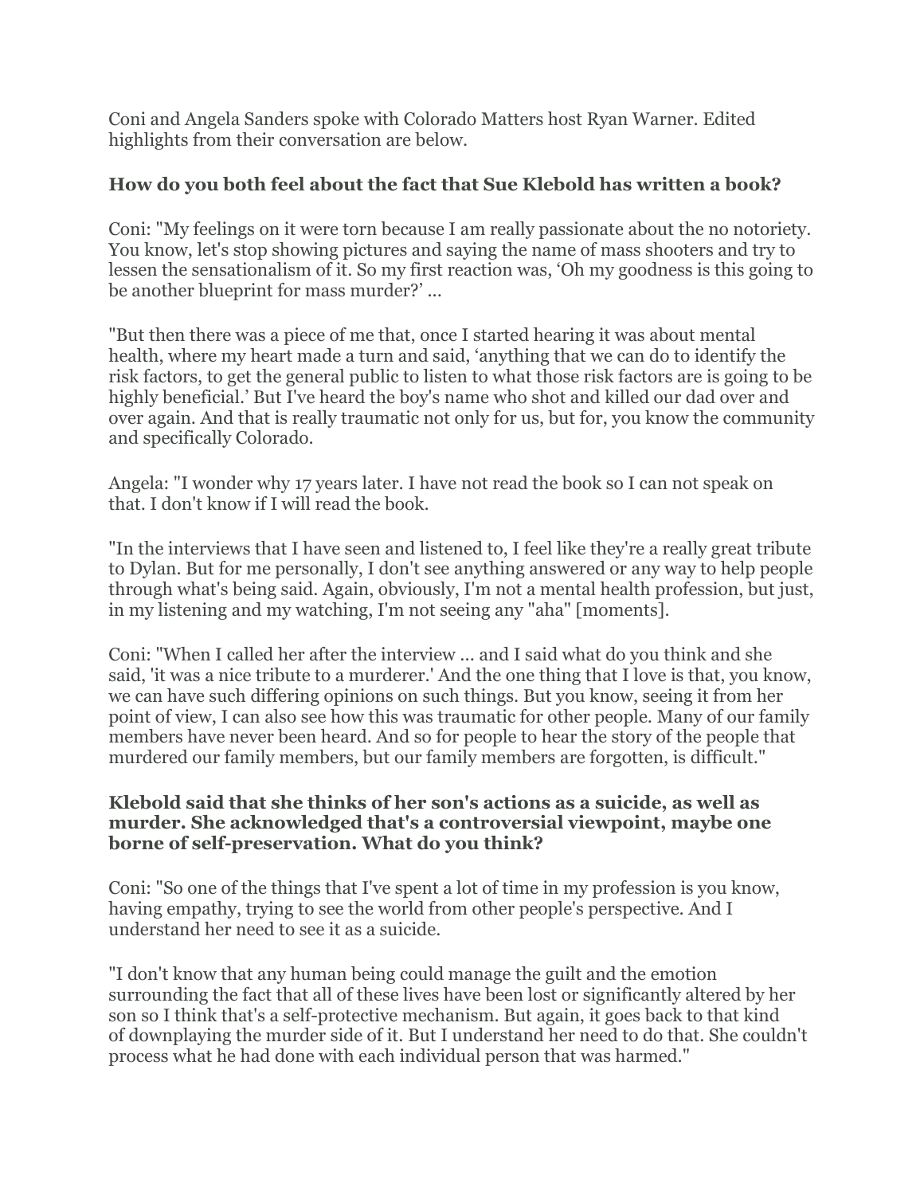Coni and Angela Sanders spoke with Colorado Matters host Ryan Warner. Edited highlights from their conversation are below.

### How do you both feel about the fact that Sue Klebold has written a book?

Coni: "My feelings on it were torn because I am really passionate about the no notoriety. You know, let's stop showing pictures and saying the name of mass shooters and try to lessen the sensationalism of it. So my first reaction was, 'Oh my goodness is this going to be another blueprint for mass murder?' ...

"But then there was a piece of me that, once I started hearing it was about mental health, where my heart made a turn and said, 'anything that we can do to identify the risk factors, to get the general public to listen to what those risk factors are is going to be highly beneficial.' But I've heard the boy's name who shot and killed our dad over and over again. And that is really traumatic not only for us, but for, you know the community and specifically Colorado.

Angela: "I wonder why 17 years later. I have not read the book so I can not speak on that. I don't know if I will read the book.

"In the interviews that I have seen and listened to, I feel like they're a really great tribute to Dylan. But for me personally, I don't see anything answered or any way to help people through what's being said. Again, obviously, I'm not a mental health profession, but just, in my listening and my watching, I'm not seeing any "aha" [moments].

Coni: "When I called her after the interview ... and I said what do you think and she said, 'it was a nice tribute to a murderer.' And the one thing that I love is that, you know, we can have such differing opinions on such things. But you know, seeing it from her point of view, I can also see how this was traumatic for other people. Many of our family members have never been heard. And so for people to hear the story of the people that murdered our family members, but our family members are forgotten, is difficult."

### Klebold said that she thinks of her son's actions as a suicide, as well as murder. She acknowledged that's a controversial viewpoint, maybe one borne of self-preservation. What do you think?

Coni: "So one of the things that I've spent a lot of time in my profession is you know, having empathy, trying to see the world from other people's perspective. And I understand her need to see it as a suicide.

"I don't know that any human being could manage the guilt and the emotion surrounding the fact that all of these lives have been lost or significantly altered by her son so I think that's a self-protective mechanism. But again, it goes back to that kind of downplaying the murder side of it. But I understand her need to do that. She couldn't process what he had done with each individual person that was harmed."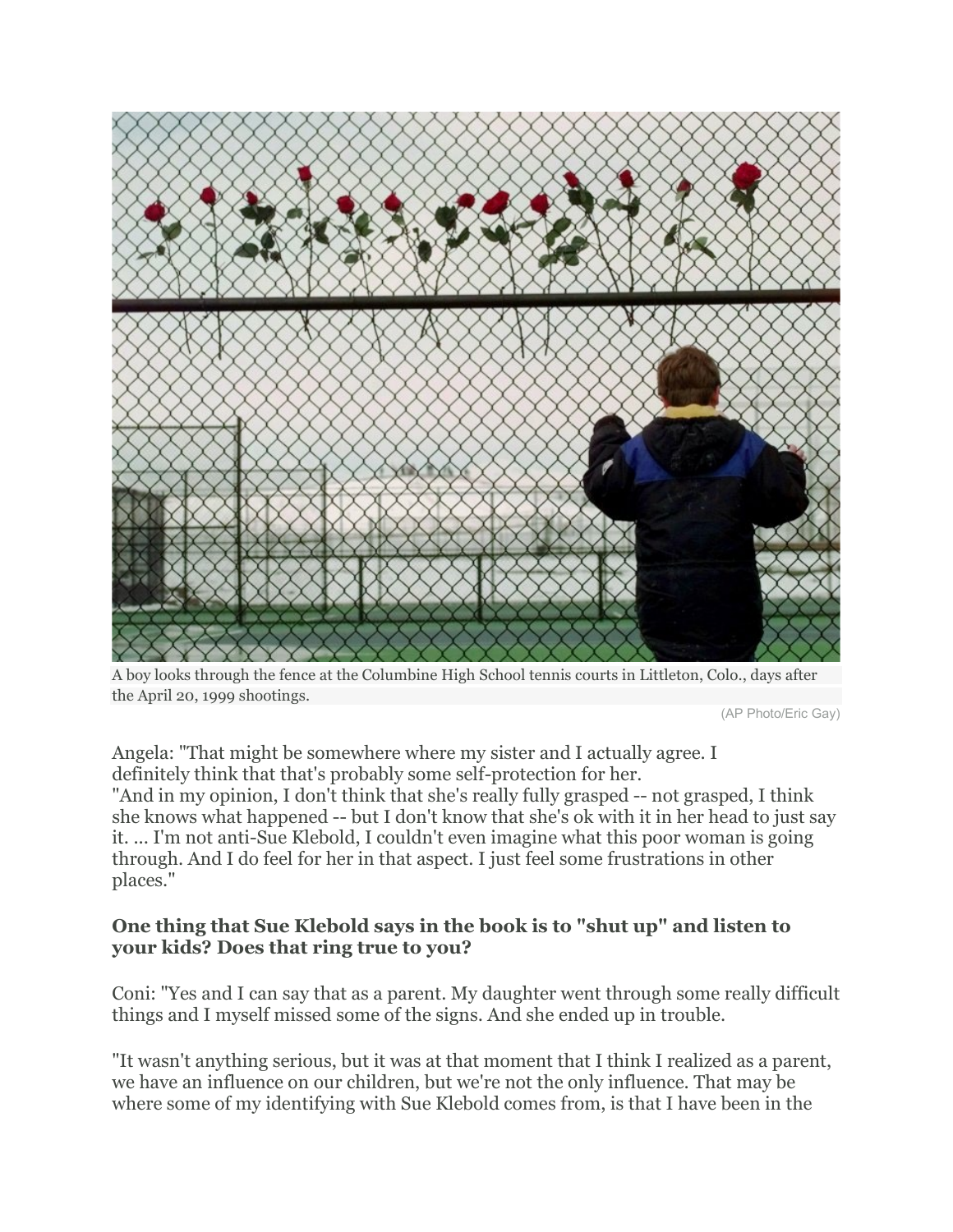A boy looks through the fence at the Columbine High School tennis courts in Littleton, Colo., days after the April 20, 1999 shootings.

(AP Photo/Eric Gay)

Angela: "That might be somewhere where my sister and I actually agree. I definitely think that that's probably some self-protection for her.
"And in my opinion, I don't think that she's really fully grasped -- not grasped, I think she knows what happened -- but I don't know that she's ok with it in her head to just say it. ... I'm not anti-Sue Klebold, I couldn't even imagine what this poor woman is going through. And I do feel for her in that aspect. I just feel some frustrations in other places."

**One thing that Sue Klebold says in the book is to "shut up" and listen to your kids? Does that ring true to you?**

Coni: "Yes and I can say that as a parent. My daughter went through some really difficult things and I myself missed some of the signs. And she ended up in trouble.

"It wasn't anything serious, but it was at that moment that I think I realized as a parent, we have an influence on our children, but we're not the only influence. That may be where some of my identifying with Sue Klebold comes from, is that I have been in the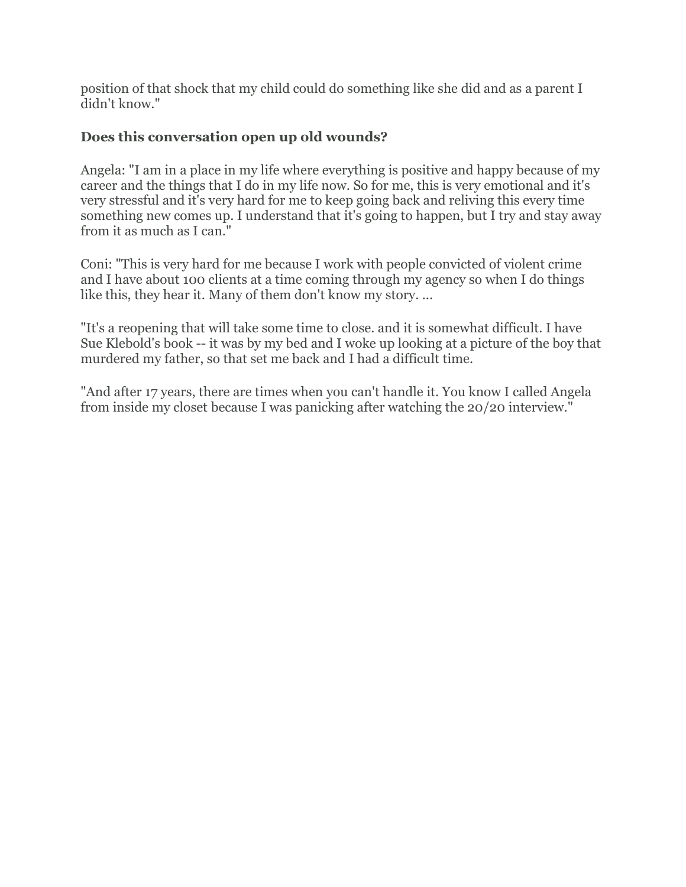position of that shock that my child could do something like she did and as a parent I didn't know."

### Does this conversation open up old wounds?

Angela: "I am in a place in my life where everything is positive and happy because of my career and the things that I do in my life now. So for me, this is very emotional and it's very stressful and it's very hard for me to keep going back and reliving this every time something new comes up. I understand that it's going to happen, but I try and stay away from it as much as I can."

Coni: "This is very hard for me because I work with people convicted of violent crime and I have about 100 clients at a time coming through my agency so when I do things like this, they hear it. Many of them don't know my story. ...

"It's a reopening that will take some time to close. and it is somewhat difficult. I have Sue Klebold's book -- it was by my bed and I woke up looking at a picture of the boy that murdered my father, so that set me back and I had a difficult time.

"And after 17 years, there are times when you can't handle it. You know I called Angela from inside my closet because I was panicking after watching the 20/20 interview."